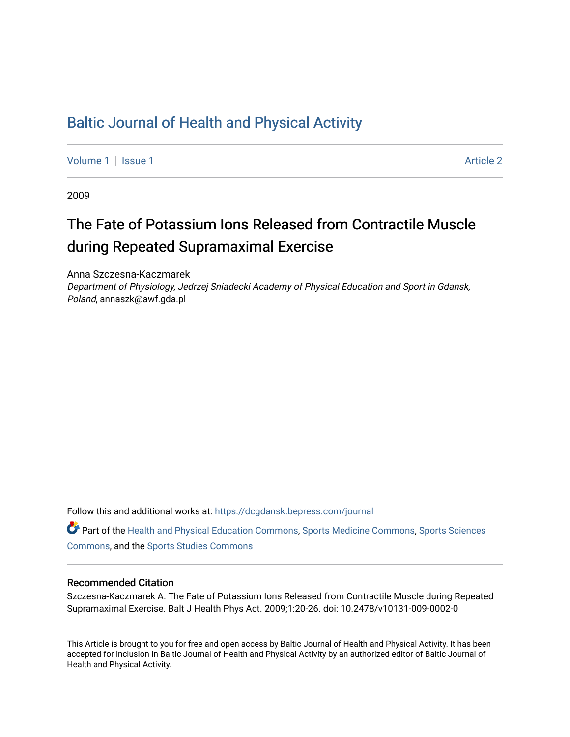# Baltic Journal of Health and Physical Activity

Volume 1 | Issue 1 Article 2

2009

## The Fate of Potassium Ions Released from Contractile Muscle during Repeated Supramaximal Exercise

Anna Szczesna-Kaczmarek
*Department of Physiology, Jedrzej Sniadecki Academy of Physical Education and Sport in Gdansk, Poland*, annaszk@awf.gda.pl

Follow this and additional works at: https://dcgdansk.bepress.com/journal

Part of the Health and Physical Education Commons, Sports Medicine Commons, Sports Sciences Commons, and the Sports Studies Commons

### Recommended Citation

Szczesna-Kaczmarek A. The Fate of Potassium Ions Released from Contractile Muscle during Repeated Supramaximal Exercise. Balt J Health Phys Act. 2009;1:20-26. doi: 10.2478/v10131-009-0002-0

This Article is brought to you for free and open access by Baltic Journal of Health and Physical Activity. It has been accepted for inclusion in Baltic Journal of Health and Physical Activity by an authorized editor of Baltic Journal of Health and Physical Activity.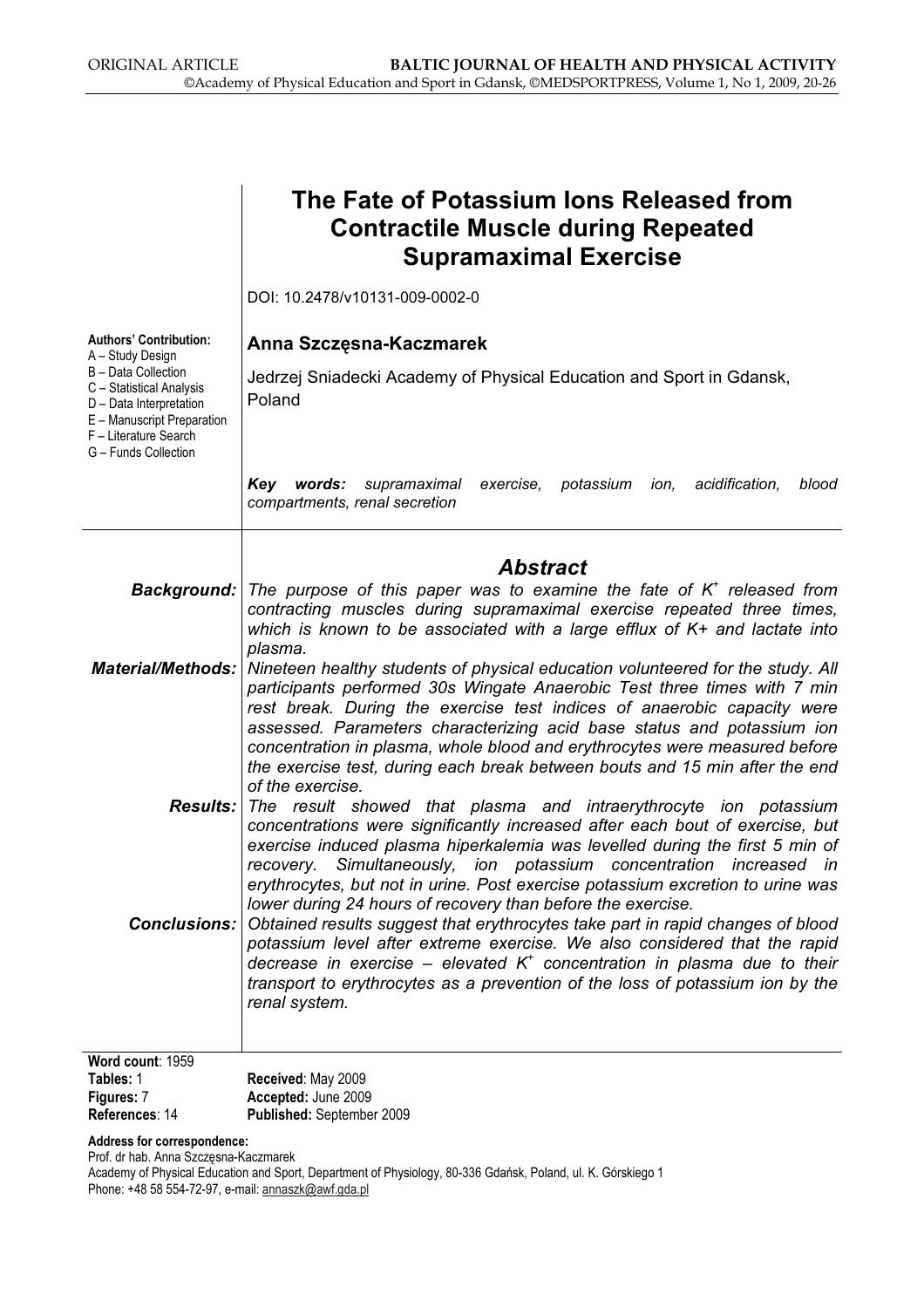# The Fate of Potassium Ions Released from Contractile Muscle during Repeated Supramaximal Exercise

DOI: 10.2478/v10131-009-0002-0

**Authors' Contribution:**
A – Study Design
B – Data Collection
C – Statistical Analysis
D – Data Interpretation
E – Manuscript Preparation
F – Literature Search
G – Funds Collection

**Anna Szczęsna-Kaczmarek**

Jedrzej Sniadecki Academy of Physical Education and Sport in Gdansk, Poland

***Key words:*** *supramaximal exercise, potassium ion, acidification, blood compartments, renal secretion*

## *Abstract*

***Background:*** *The purpose of this paper was to examine the fate of $K^+$ released from contracting muscles during supramaximal exercise repeated three times, which is known to be associated with a large efflux of K+ and lactate into plasma.*

***Material/Methods:*** *Nineteen healthy students of physical education volunteered for the study. All participants performed 30s Wingate Anaerobic Test three times with 7 min rest break. During the exercise test indices of anaerobic capacity were assessed. Parameters characterizing acid base status and potassium ion concentration in plasma, whole blood and erythrocytes were measured before the exercise test, during each break between bouts and 15 min after the end of the exercise.*

***Results:*** *The result showed that plasma and intraerythrocyte ion potassium concentrations were significantly increased after each bout of exercise, but exercise induced plasma hiperkalemia was levelled during the first 5 min of recovery. Simultaneously, ion potassium concentration increased in erythrocytes, but not in urine. Post exercise potassium excretion to urine was lower during 24 hours of recovery than before the exercise.*

***Conclusions:*** *Obtained results suggest that erythrocytes take part in rapid changes of blood potassium level after extreme exercise. We also considered that the rapid decrease in exercise – elevated $K^+$ concentration in plasma due to their transport to erythrocytes as a prevention of the loss of potassium ion by the renal system.*

**Word count**: 1959
**Tables:** 1
**Figures:** 7
**References**: 14

**Received**: May 2009
**Accepted:** June 2009
**Published:** September 2009

**Address for correspondence:**
Prof. dr hab. Anna Szczęsna-Kaczmarek
Academy of Physical Education and Sport, Department of Physiology, 80-336 Gdańsk, Poland, ul. K. Górskiego 1
Phone: +48 58 554-72-97, e-mail: annaszk@awf.gda.pl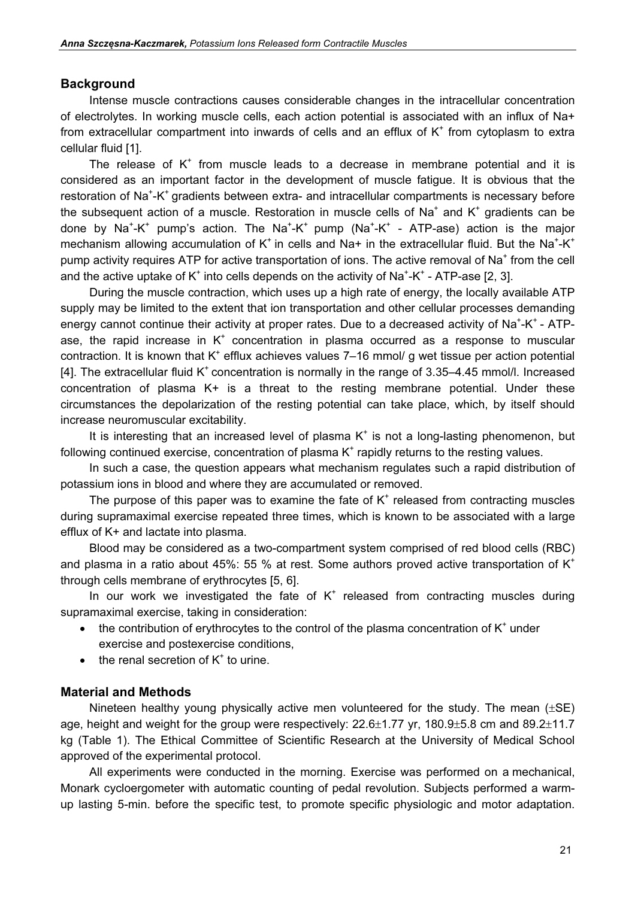## Background

Intense muscle contractions causes considerable changes in the intracellular concentration of electrolytes. In working muscle cells, each action potential is associated with an influx of Na+ from extracellular compartment into inwards of cells and an efflux of $K^+$ from cytoplasm to extra cellular fluid [1].

The release of $K^+$ from muscle leads to a decrease in membrane potential and it is considered as an important factor in the development of muscle fatigue. It is obvious that the restoration of $Na^+$-$K^+$ gradients between extra- and intracellular compartments is necessary before the subsequent action of a muscle. Restoration in muscle cells of $Na^+$ and $K^+$ gradients can be done by $Na^+$-$K^+$ pump's action. The $Na^+$-$K^+$ pump ($Na^+$-$K^+$ - ATP-ase) action is the major mechanism allowing accumulation of $K^+$ in cells and Na+ in the extracellular fluid. But the $Na^+$-$K^+$ pump activity requires ATP for active transportation of ions. The active removal of $Na^+$ from the cell and the active uptake of $K^+$ into cells depends on the activity of $Na^+$-$K^+$ - ATP-ase [2, 3].

During the muscle contraction, which uses up a high rate of energy, the locally available ATP supply may be limited to the extent that ion transportation and other cellular processes demanding energy cannot continue their activity at proper rates. Due to a decreased activity of $Na^+$-$K^+$ - ATP-ase, the rapid increase in $K^+$ concentration in plasma occurred as a response to muscular contraction. It is known that $K^+$ efflux achieves values 7–16 mmol/ g wet tissue per action potential [4]. The extracellular fluid $K^+$ concentration is normally in the range of 3.35–4.45 mmol/l. Increased concentration of plasma K+ is a threat to the resting membrane potential. Under these circumstances the depolarization of the resting potential can take place, which, by itself should increase neuromuscular excitability.

It is interesting that an increased level of plasma $K^+$ is not a long-lasting phenomenon, but following continued exercise, concentration of plasma $K^+$ rapidly returns to the resting values.

In such a case, the question appears what mechanism regulates such a rapid distribution of potassium ions in blood and where they are accumulated or removed.

The purpose of this paper was to examine the fate of $K^+$ released from contracting muscles during supramaximal exercise repeated three times, which is known to be associated with a large efflux of K+ and lactate into plasma.

Blood may be considered as a two-compartment system comprised of red blood cells (RBC) and plasma in a ratio about 45%: 55 % at rest. Some authors proved active transportation of $K^+$ through cells membrane of erythrocytes [5, 6].

In our work we investigated the fate of $K^+$ released from contracting muscles during supramaximal exercise, taking in consideration:

- the contribution of erythrocytes to the control of the plasma concentration of $K^+$ under exercise and postexercise conditions,
- the renal secretion of $K^+$ to urine.

## Material and Methods

Nineteen healthy young physically active men volunteered for the study. The mean (±SE) age, height and weight for the group were respectively: 22.6±1.77 yr, 180.9±5.8 cm and 89.2±11.7 kg (Table 1). The Ethical Committee of Scientific Research at the University of Medical School approved of the experimental protocol.

All experiments were conducted in the morning. Exercise was performed on a mechanical, Monark cycloergometer with automatic counting of pedal revolution. Subjects performed a warm-up lasting 5-min. before the specific test, to promote specific physiologic and motor adaptation.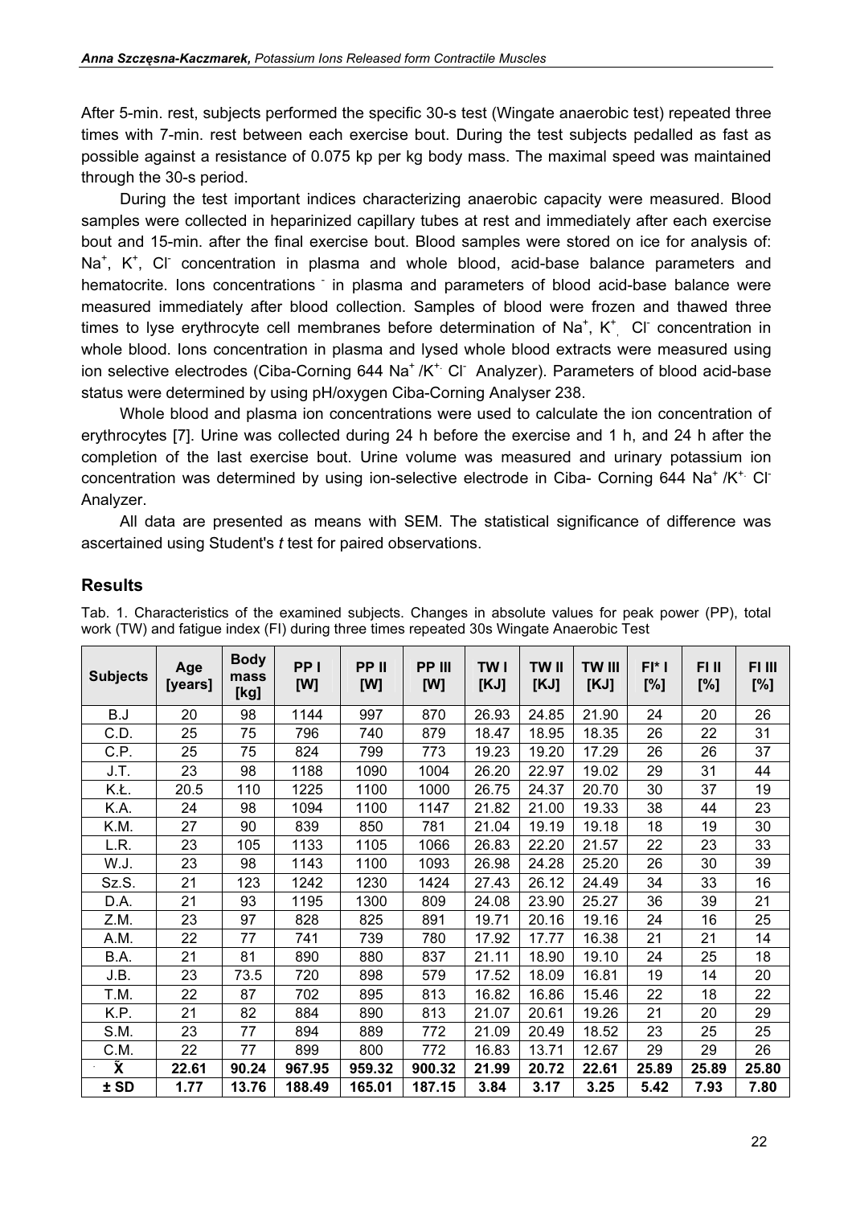After 5-min. rest, subjects performed the specific 30-s test (Wingate anaerobic test) repeated three times with 7-min. rest between each exercise bout. During the test subjects pedalled as fast as possible against a resistance of 0.075 kp per kg body mass. The maximal speed was maintained through the 30-s period.

During the test important indices characterizing anaerobic capacity were measured. Blood samples were collected in heparinized capillary tubes at rest and immediately after each exercise bout and 15-min. after the final exercise bout. Blood samples were stored on ice for analysis of: $Na^+$, $K^+$, $Cl^-$ concentration in plasma and whole blood, acid-base balance parameters and hematocrite. Ions concentrations $^-$ in plasma and parameters of blood acid-base balance were measured immediately after blood collection. Samples of blood were frozen and thawed three times to lyse erythrocyte cell membranes before determination of $Na^+$, $K^+$, $Cl^-$ concentration in whole blood. Ions concentration in plasma and lysed whole blood extracts were measured using ion selective electrodes (Ciba-Corning 644 $Na^+$ /$K^+$. $Cl^-$ Analyzer). Parameters of blood acid-base status were determined by using pH/oxygen Ciba-Corning Analyser 238.

Whole blood and plasma ion concentrations were used to calculate the ion concentration of erythrocytes [7]. Urine was collected during 24 h before the exercise and 1 h, and 24 h after the completion of the last exercise bout. Urine volume was measured and urinary potassium ion concentration was determined by using ion-selective electrode in Ciba- Corning 644 $Na^+$ /$K^+$. $Cl^-$ Analyzer.

All data are presented as means with SEM. The statistical significance of difference was ascertained using Student's *t* test for paired observations.

## Results

Tab. 1. Characteristics of the examined subjects. Changes in absolute values for peak power (PP), total work (TW) and fatigue index (FI) during three times repeated 30s Wingate Anaerobic Test

| Subjects | Age [years] | Body mass [kg] | PP I [W] | PP II [W] | PP III [W] | TW I [KJ] | TW II [KJ] | TW III [KJ] | FI* I [%] | FI II [%] | FI III [%] |
|---|---|---|---|---|---|---|---|---|---|---|---|
| B.J | 20 | 98 | 1144 | 997 | 870 | 26.93 | 24.85 | 21.90 | 24 | 20 | 26 |
| C.D. | 25 | 75 | 796 | 740 | 879 | 18.47 | 18.95 | 18.35 | 26 | 22 | 31 |
| C.P. | 25 | 75 | 824 | 799 | 773 | 19.23 | 19.20 | 17.29 | 26 | 26 | 37 |
| J.T. | 23 | 98 | 1188 | 1090 | 1004 | 26.20 | 22.97 | 19.02 | 29 | 31 | 44 |
| K.Ł. | 20.5 | 110 | 1225 | 1100 | 1000 | 26.75 | 24.37 | 20.70 | 30 | 37 | 19 |
| K.A. | 24 | 98 | 1094 | 1100 | 1147 | 21.82 | 21.00 | 19.33 | 38 | 44 | 23 |
| K.M. | 27 | 90 | 839 | 850 | 781 | 21.04 | 19.19 | 19.18 | 18 | 19 | 30 |
| L.R. | 23 | 105 | 1133 | 1105 | 1066 | 26.83 | 22.20 | 21.57 | 22 | 23 | 33 |
| W.J. | 23 | 98 | 1143 | 1100 | 1093 | 26.98 | 24.28 | 25.20 | 26 | 30 | 39 |
| Sz.S. | 21 | 123 | 1242 | 1230 | 1424 | 27.43 | 26.12 | 24.49 | 34 | 33 | 16 |
| D.A. | 21 | 93 | 1195 | 1300 | 809 | 24.08 | 23.90 | 25.27 | 36 | 39 | 21 |
| Z.M. | 23 | 97 | 828 | 825 | 891 | 19.71 | 20.16 | 19.16 | 24 | 16 | 25 |
| A.M. | 22 | 77 | 741 | 739 | 780 | 17.92 | 17.77 | 16.38 | 21 | 21 | 14 |
| B.A. | 21 | 81 | 890 | 880 | 837 | 21.11 | 18.90 | 19.10 | 24 | 25 | 18 |
| J.B. | 23 | 73.5 | 720 | 898 | 579 | 17.52 | 18.09 | 16.81 | 19 | 14 | 20 |
| T.M. | 22 | 87 | 702 | 895 | 813 | 16.82 | 16.86 | 15.46 | 22 | 18 | 22 |
| K.P. | 21 | 82 | 884 | 890 | 813 | 21.07 | 20.61 | 19.26 | 21 | 20 | 29 |
| S.M. | 23 | 77 | 894 | 889 | 772 | 21.09 | 20.49 | 18.52 | 23 | 25 | 25 |
| C.M. | 22 | 77 | 899 | 800 | 772 | 16.83 | 13.71 | 12.67 | 29 | 29 | 26 |
| **$\bar{X}$** | **22.61** | **90.24** | **967.95** | **959.32** | **900.32** | **21.99** | **20.72** | **22.61** | **25.89** | **25.89** | **25.80** |
| **± SD** | **1.77** | **13.76** | **188.49** | **165.01** | **187.15** | **3.84** | **3.17** | **3.25** | **5.42** | **7.93** | **7.80** |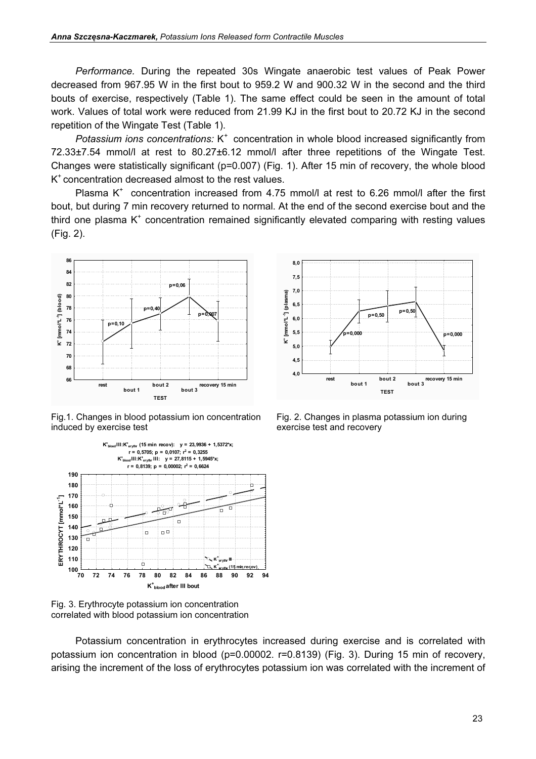*Performance.* During the repeated 30s Wingate anaerobic test values of Peak Power decreased from 967.95 W in the first bout to 959.2 W and 900.32 W in the second and the third bouts of exercise, respectively (Table 1). The same effect could be seen in the amount of total work. Values of total work were reduced from 21.99 KJ in the first bout to 20.72 KJ in the second repetition of the Wingate Test (Table 1).

*Potassium ions concentrations:* $K^+$ concentration in whole blood increased significantly from 72.33±7.54 mmol/l at rest to 80.27±6.12 mmol/l after three repetitions of the Wingate Test. Changes were statistically significant (p=0.007) (Fig. 1). After 15 min of recovery, the whole blood $K^+$ concentration decreased almost to the rest values.

Plasma $K^+$ concentration increased from 4.75 mmol/l at rest to 6.26 mmol/l after the first bout, but during 7 min recovery returned to normal. At the end of the second exercise bout and the third one plasma $K^+$ concentration remained significantly elevated comparing with resting values (Fig. 2).

86
84
82
80
78
76
74
72
70
68
66
K⁺ [mmol*L⁻¹] (blood)
p=0,10
p=0,40
p=0,06
p=0,007
rest
bout 1
bout 2
bout 3
recovery 15 min
TEST

Fig.1. Changes in blood potassium ion concentration induced by exercise test

8,0
7,5
7,0
6,5
6,0
5,5
5,0
4,5
4,0
K⁺ [mmol*L⁻¹] (plasma)
p=0,000
p=0,50
p=0,50
p=0,000
rest
bout 1
bout 2
bout 3
recovery 15 min
TEST

Fig. 2. Changes in plasma potassium ion during exercise test and recovery

K⁺bloodIII:K⁺erytlll (15 min recov): y = 23,9936 + 1,5372*x;
r = 0,5705; p = 0,0107; r² = 0,3255
K⁺bloodIII:K⁺erytlll III: y = 27,8115 + 1,5945*x;
r = 0,8139; p = 0,00002; r² = 0,6624
190
180
170
160
150
140
130
120
110
100
ERYTHROCYT [mmol*L⁻¹]
70 72 74 76 78 80 82 84 86 88 90 92 94
K⁺blood after III bout
K⁺erytlll III
K⁺erytlll (15 min recov)

Fig. 3. Erythrocyte potassium ion concentration correlated with blood potassium ion concentration

Potassium concentration in erythrocytes increased during exercise and is correlated with potassium ion concentration in blood (p=0.00002. r=0.8139) (Fig. 3). During 15 min of recovery, arising the increment of the loss of erythrocytes potassium ion was correlated with the increment of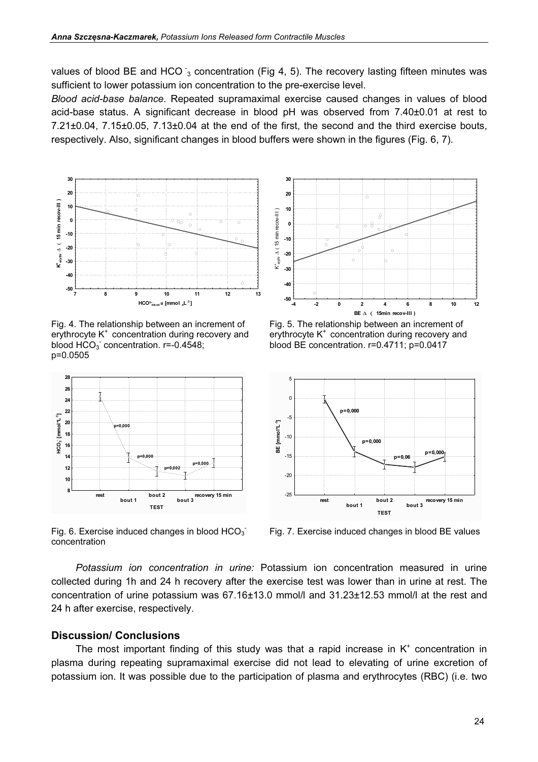values of blood BE and $HCO_3^-$ concentration (Fig 4, 5). The recovery lasting fifteen minutes was sufficient to lower potassium ion concentration to the pre-exercise level.

*Blood acid-base balance*. Repeated supramaximal exercise caused changes in values of blood acid-base status. A significant decrease in blood pH was observed from 7.40±0.01 at rest to 7.21±0.04, 7.15±0.05, 7.13±0.04 at the end of the first, the second and the third exercise bouts, respectively. Also, significant changes in blood buffers were shown in the figures (Fig. 6, 7).

$K^+_{erythr}$ Δ ( 15 min recov-III )

$HCO_3^-$ blood III [mmol$\cdot$L$^{-1}$]

Fig. 4. The relationship between an increment of erythrocyte $K^+$ concentration during recovery and blood $HCO_3^-$ concentration. r=-0.4548; p=0.0505

$K^+_{erythr}$ Δ ( 15 min recov-III )

BE Δ ( 15min recov-III )

Fig. 5. The relationship between an increment of erythrocyte $K^+$ concentration during recovery and blood BE concentration. r=0.4711; p=0.0417

$HCO_3^-$ [mmol*L$^{-1}$]

p=0,000

p=0,000

p=0,002

p=0,000

rest

bout 1

bout 2

bout 3

recovery 15 min

TEST

Fig. 6. Exercise induced changes in blood $HCO_3^-$ concentration

BE [mmol*L$^{-1}$]

p=0,000

p=0,000

p=0,06

p=0,000

rest

bout 1

bout 2

bout 3

recovery 15 min

TEST

Fig. 7. Exercise induced changes in blood BE values

*Potassium ion concentration in urine:* Potassium ion concentration measured in urine collected during 1h and 24 h recovery after the exercise test was lower than in urine at rest. The concentration of urine potassium was 67.16±13.0 mmol/l and 31.23±12.53 mmol/l at the rest and 24 h after exercise, respectively.

## Discussion/ Conclusions

The most important finding of this study was that a rapid increase in $K^+$ concentration in plasma during repeating supramaximal exercise did not lead to elevating of urine excretion of potassium ion. It was possible due to the participation of plasma and erythrocytes (RBC) (i.e. two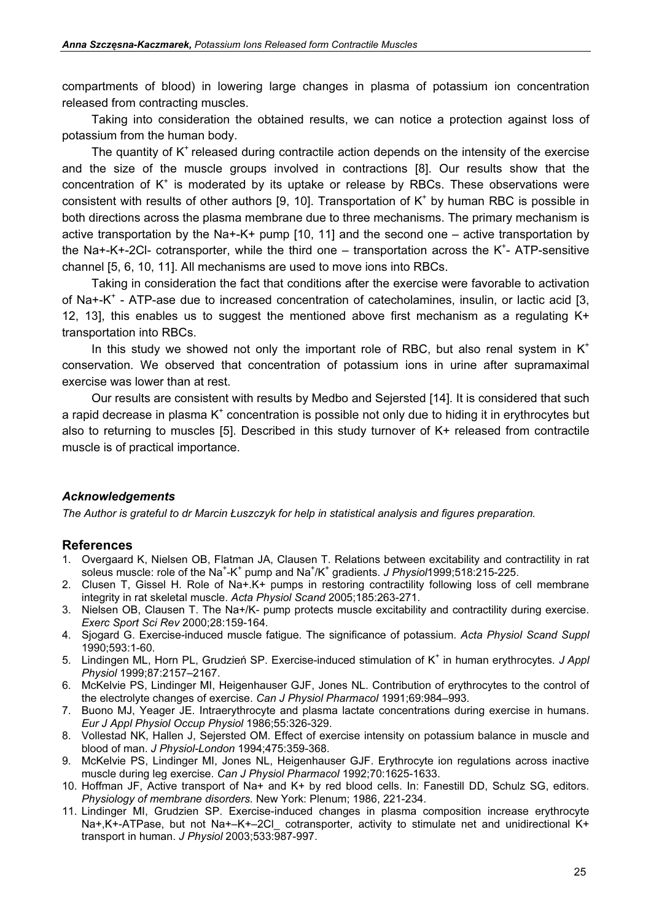compartments of blood) in lowering large changes in plasma of potassium ion concentration released from contracting muscles.

Taking into consideration the obtained results, we can notice a protection against loss of potassium from the human body.

The quantity of $K^+$ released during contractile action depends on the intensity of the exercise and the size of the muscle groups involved in contractions [8]. Our results show that the concentration of $K^+$ is moderated by its uptake or release by RBCs. These observations were consistent with results of other authors [9, 10]. Transportation of $K^+$ by human RBC is possible in both directions across the plasma membrane due to three mechanisms. The primary mechanism is active transportation by the Na+-K+ pump [10, 11] and the second one – active transportation by the Na+-K+-2Cl- cotransporter, while the third one – transportation across the $K^+$- ATP-sensitive channel [5, 6, 10, 11]. All mechanisms are used to move ions into RBCs.

Taking in consideration the fact that conditions after the exercise were favorable to activation of Na+-$K^+$ - ATP-ase due to increased concentration of catecholamines, insulin, or lactic acid [3, 12, 13], this enables us to suggest the mentioned above first mechanism as a regulating K+ transportation into RBCs.

In this study we showed not only the important role of RBC, but also renal system in $K^+$ conservation. We observed that concentration of potassium ions in urine after supramaximal exercise was lower than at rest.

Our results are consistent with results by Medbo and Sejersted [14]. It is considered that such a rapid decrease in plasma $K^+$ concentration is possible not only due to hiding it in erythrocytes but also to returning to muscles [5]. Described in this study turnover of K+ released from contractile muscle is of practical importance.

### *Acknowledgements*

*The Author is grateful to dr Marcin Łuszczyk for help in statistical analysis and figures preparation.*

## References

1. Overgaard K, Nielsen OB, Flatman JA, Clausen T. Relations between excitability and contractility in rat soleus muscle: role of the $Na^+$-$K^+$ pump and $Na^+/K^+$ gradients. *J Physiol*1999;518:215-225.
2. Clusen T, Gissel H. Role of Na+.K+ pumps in restoring contractility following loss of cell membrane integrity in rat skeletal muscle. *Acta Physiol Scand* 2005;185:263-271.
3. Nielsen OB, Clausen T. The Na+/K- pump protects muscle excitability and contractility during exercise. *Exerc Sport Sci Rev* 2000;28:159-164.
4. Sjogard G. Exercise-induced muscle fatigue. The significance of potassium. *Acta Physiol Scand Suppl* 1990;593:1-60.
5. Lindingen ML, Horn PL, Grudzień SP. Exercise-induced stimulation of $K^+$ in human erythrocytes. *J Appl Physiol* 1999;87:2157–2167.
6. McKelvie PS, Lindinger MI, Heigenhauser GJF, Jones NL. Contribution of erythrocytes to the control of the electrolyte changes of exercise. *Can J Physiol Pharmacol* 1991;69:984–993.
7. Buono MJ, Yeager JE. Intraerythrocyte and plasma lactate concentrations during exercise in humans. *Eur J Appl Physiol Occup Physiol* 1986;55:326-329.
8. Vollestad NK, Hallen J, Sejersted OM. Effect of exercise intensity on potassium balance in muscle and blood of man. *J Physiol-London* 1994;475:359-368.
9. McKelvie PS, Lindinger MI, Jones NL, Heigenhauser GJF. Erythrocyte ion regulations across inactive muscle during leg exercise. *Can J Physiol Pharmacol* 1992;70:1625-1633.
10. Hoffman JF, Active transport of Na+ and K+ by red blood cells. In: Fanestill DD, Schulz SG, editors. *Physiology of membrane disorders*. New York: Plenum; 1986, 221-234.
11. Lindinger MI, Grudzien SP. Exercise-induced changes in plasma composition increase erythrocyte Na+,K+-ATPase, but not Na+–K+–2Cl_ cotransporter, activity to stimulate net and unidirectional K+ transport in human. *J Physiol* 2003;533:987-997.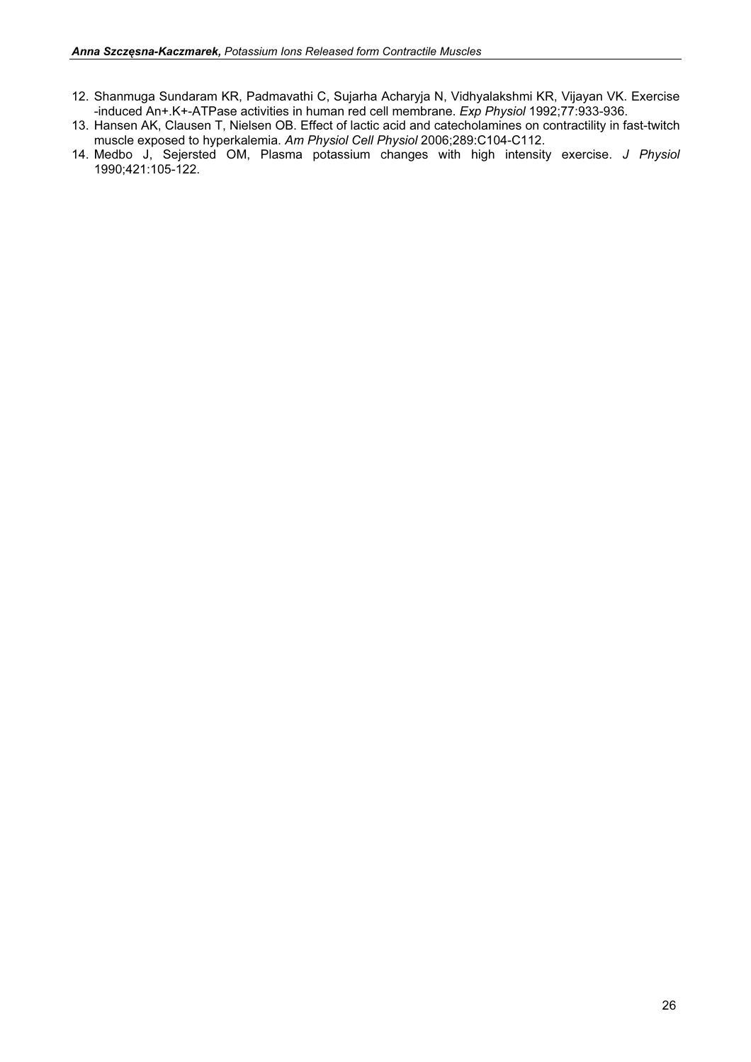12. Shanmuga Sundaram KR, Padmavathi C, Sujarha Acharyja N, Vidhyalakshmi KR, Vijayan VK. Exercise -induced An+.K+-ATPase activities in human red cell membrane. *Exp Physiol* 1992;77:933-936.
13. Hansen AK, Clausen T, Nielsen OB. Effect of lactic acid and catecholamines on contractility in fast-twitch muscle exposed to hyperkalemia. *Am Physiol Cell Physiol* 2006;289:C104-C112.
14. Medbo J, Sejersted OM, Plasma potassium changes with high intensity exercise. *J Physiol* 1990;421:105-122.